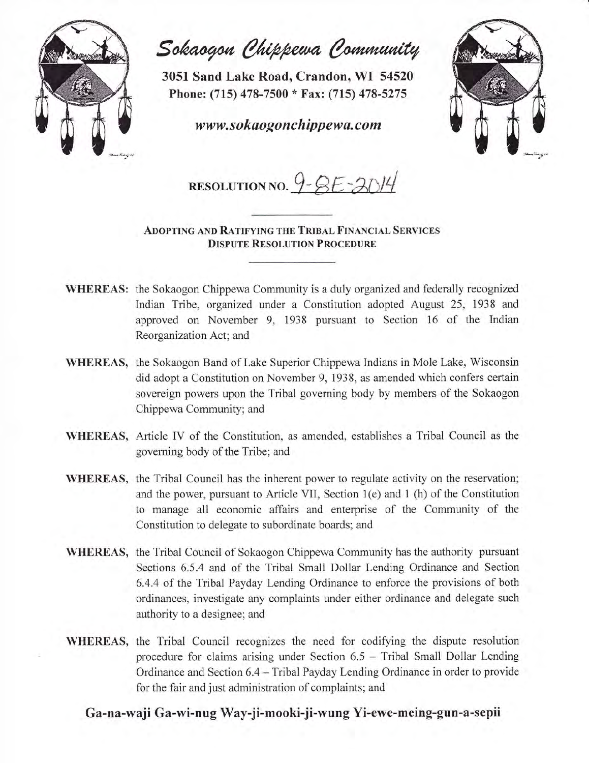# Sokaogon Chippewa Community

**3051 Sand Lake Road, Crandon, WI 54520**
**Phone: (715) 478-7500 * Fax: (715) 478-5275**

***www.sokaogonchippewa.com***

## RESOLUTION NO. 9-SE-2014

### ADOPTING AND RATIFYING THE TRIBAL FINANCIAL SERVICES DISPUTE RESOLUTION PROCEDURE

**WHEREAS:** the Sokaogon Chippewa Community is a duly organized and federally recognized Indian Tribe, organized under a Constitution adopted August 25, 1938 and approved on November 9, 1938 pursuant to Section 16 of the Indian Reorganization Act; and

**WHEREAS,** the Sokaogon Band of Lake Superior Chippewa Indians in Mole Lake, Wisconsin did adopt a Constitution on November 9, 1938, as amended which confers certain sovereign powers upon the Tribal governing body by members of the Sokaogon Chippewa Community; and

**WHEREAS,** Article IV of the Constitution, as amended, establishes a Tribal Council as the governing body of the Tribe; and

**WHEREAS,** the Tribal Council has the inherent power to regulate activity on the reservation; and the power, pursuant to Article VII, Section 1(e) and 1 (h) of the Constitution to manage all economic affairs and enterprise of the Community of the Constitution to delegate to subordinate boards; and

**WHEREAS,** the Tribal Council of Sokaogon Chippewa Community has the authority pursuant Sections 6.5.4 and of the Tribal Small Dollar Lending Ordinance and Section 6.4.4 of the Tribal Payday Lending Ordinance to enforce the provisions of both ordinances, investigate any complaints under either ordinance and delegate such authority to a designee; and

**WHEREAS,** the Tribal Council recognizes the need for codifying the dispute resolution procedure for claims arising under Section 6.5 – Tribal Small Dollar Lending Ordinance and Section 6.4 – Tribal Payday Lending Ordinance in order to provide for the fair and just administration of complaints; and

**Ga-na-waji Ga-wi-nug Way-ji-mooki-ji-wung Yi-ewe-meing-gun-a-sepii**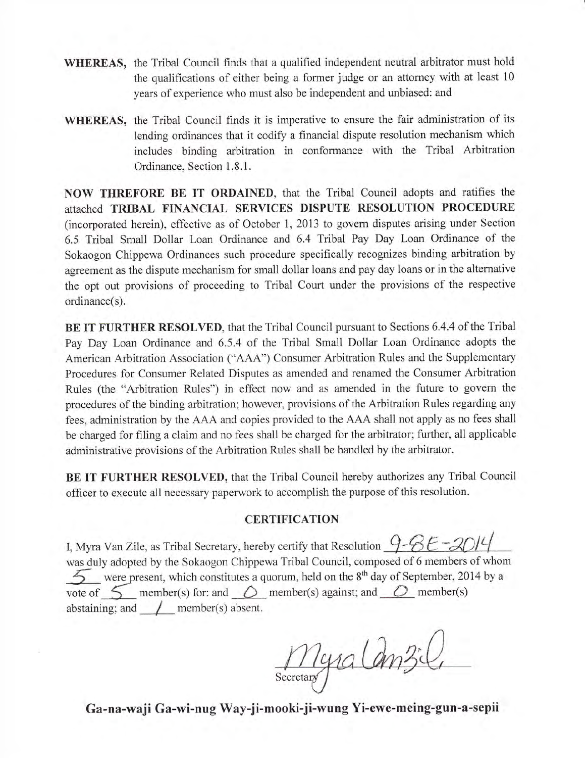**WHEREAS,** the Tribal Council finds that a qualified independent neutral arbitrator must hold the qualifications of either being a former judge or an attorney with at least 10 years of experience who must also be independent and unbiased: and

**WHEREAS,** the Tribal Council finds it is imperative to ensure the fair administration of its lending ordinances that it codify a financial dispute resolution mechanism which includes binding arbitration in conformance with the Tribal Arbitration Ordinance, Section 1.8.1.

**NOW THEREFORE BE IT ORDAINED,** that the Tribal Council adopts and ratifies the attached **TRIBAL FINANCIAL SERVICES DISPUTE RESOLUTION PROCEDURE** (incorporated herein), effective as of October 1, 2013 to govern disputes arising under Section 6.5 Tribal Small Dollar Loan Ordinance and 6.4 Tribal Pay Day Loan Ordinance of the Sokaogon Chippewa Ordinances such procedure specifically recognizes binding arbitration by agreement as the dispute mechanism for small dollar loans and pay day loans or in the alternative the opt out provisions of proceeding to Tribal Court under the provisions of the respective ordinance(s).

**BE IT FURTHER RESOLVED,** that the Tribal Council pursuant to Sections 6.4.4 of the Tribal Pay Day Loan Ordinance and 6.5.4 of the Tribal Small Dollar Loan Ordinance adopts the American Arbitration Association ("AAA") Consumer Arbitration Rules and the Supplementary Procedures for Consumer Related Disputes as amended and renamed the Consumer Arbitration Rules (the "Arbitration Rules") in effect now and as amended in the future to govern the procedures of the binding arbitration; however, provisions of the Arbitration Rules regarding any fees, administration by the AAA and copies provided to the AAA shall not apply as no fees shall be charged for filing a claim and no fees shall be charged for the arbitrator; further, all applicable administrative provisions of the Arbitration Rules shall be handled by the arbitrator.

**BE IT FURTHER RESOLVED,** that the Tribal Council hereby authorizes any Tribal Council officer to execute all necessary paperwork to accomplish the purpose of this resolution.

## CERTIFICATION

I, Myra Van Zile, as Tribal Secretary, hereby certify that Resolution 9-8E-2014 was duly adopted by the Sokaogon Chippewa Tribal Council, composed of 6 members of whom 5 were present, which constitutes a quorum, held on the 8th day of September, 2014 by a vote of 5 member(s) for: and 0 member(s) against; and 0 member(s) abstaining; and 1 member(s) absent.

Myra Van Zile

Secretary

**Ga-na-waji Ga-wi-nug Way-ji-mooki-ji-wung Yi-ewe-meing-gun-a-sepii**